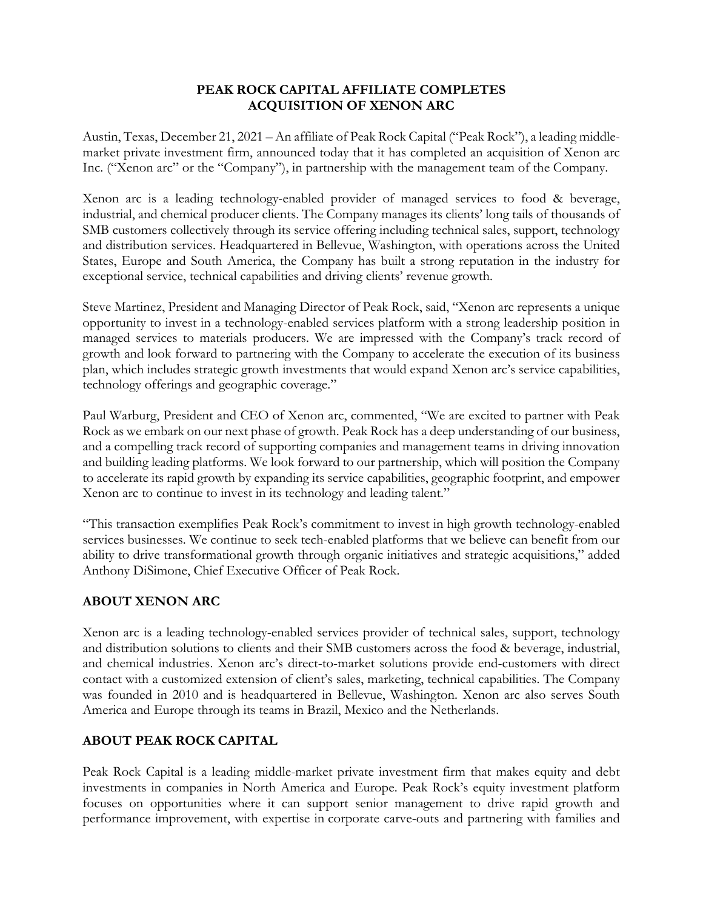**PEAK ROCK CAPITAL AFFILIATE COMPLETES ACQUISITION OF XENON ARC**

Austin, Texas, December 21, 2021 – An affiliate of Peak Rock Capital ("Peak Rock"), a leading middle-market private investment firm, announced today that it has completed an acquisition of Xenon arc Inc. ("Xenon arc" or the "Company"), in partnership with the management team of the Company.

Xenon arc is a leading technology-enabled provider of managed services to food & beverage, industrial, and chemical producer clients. The Company manages its clients' long tails of thousands of SMB customers collectively through its service offering including technical sales, support, technology and distribution services. Headquartered in Bellevue, Washington, with operations across the United States, Europe and South America, the Company has built a strong reputation in the industry for exceptional service, technical capabilities and driving clients' revenue growth.

Steve Martinez, President and Managing Director of Peak Rock, said, "Xenon arc represents a unique opportunity to invest in a technology-enabled services platform with a strong leadership position in managed services to materials producers. We are impressed with the Company's track record of growth and look forward to partnering with the Company to accelerate the execution of its business plan, which includes strategic growth investments that would expand Xenon arc's service capabilities, technology offerings and geographic coverage."

Paul Warburg, President and CEO of Xenon arc, commented, "We are excited to partner with Peak Rock as we embark on our next phase of growth. Peak Rock has a deep understanding of our business, and a compelling track record of supporting companies and management teams in driving innovation and building leading platforms. We look forward to our partnership, which will position the Company to accelerate its rapid growth by expanding its service capabilities, geographic footprint, and empower Xenon arc to continue to invest in its technology and leading talent."

"This transaction exemplifies Peak Rock's commitment to invest in high growth technology-enabled services businesses. We continue to seek tech-enabled platforms that we believe can benefit from our ability to drive transformational growth through organic initiatives and strategic acquisitions," added Anthony DiSimone, Chief Executive Officer of Peak Rock.

## ABOUT XENON ARC

Xenon arc is a leading technology-enabled services provider of technical sales, support, technology and distribution solutions to clients and their SMB customers across the food & beverage, industrial, and chemical industries. Xenon arc's direct-to-market solutions provide end-customers with direct contact with a customized extension of client's sales, marketing, technical capabilities. The Company was founded in 2010 and is headquartered in Bellevue, Washington. Xenon arc also serves South America and Europe through its teams in Brazil, Mexico and the Netherlands.

## ABOUT PEAK ROCK CAPITAL

Peak Rock Capital is a leading middle-market private investment firm that makes equity and debt investments in companies in North America and Europe. Peak Rock's equity investment platform focuses on opportunities where it can support senior management to drive rapid growth and performance improvement, with expertise in corporate carve-outs and partnering with families and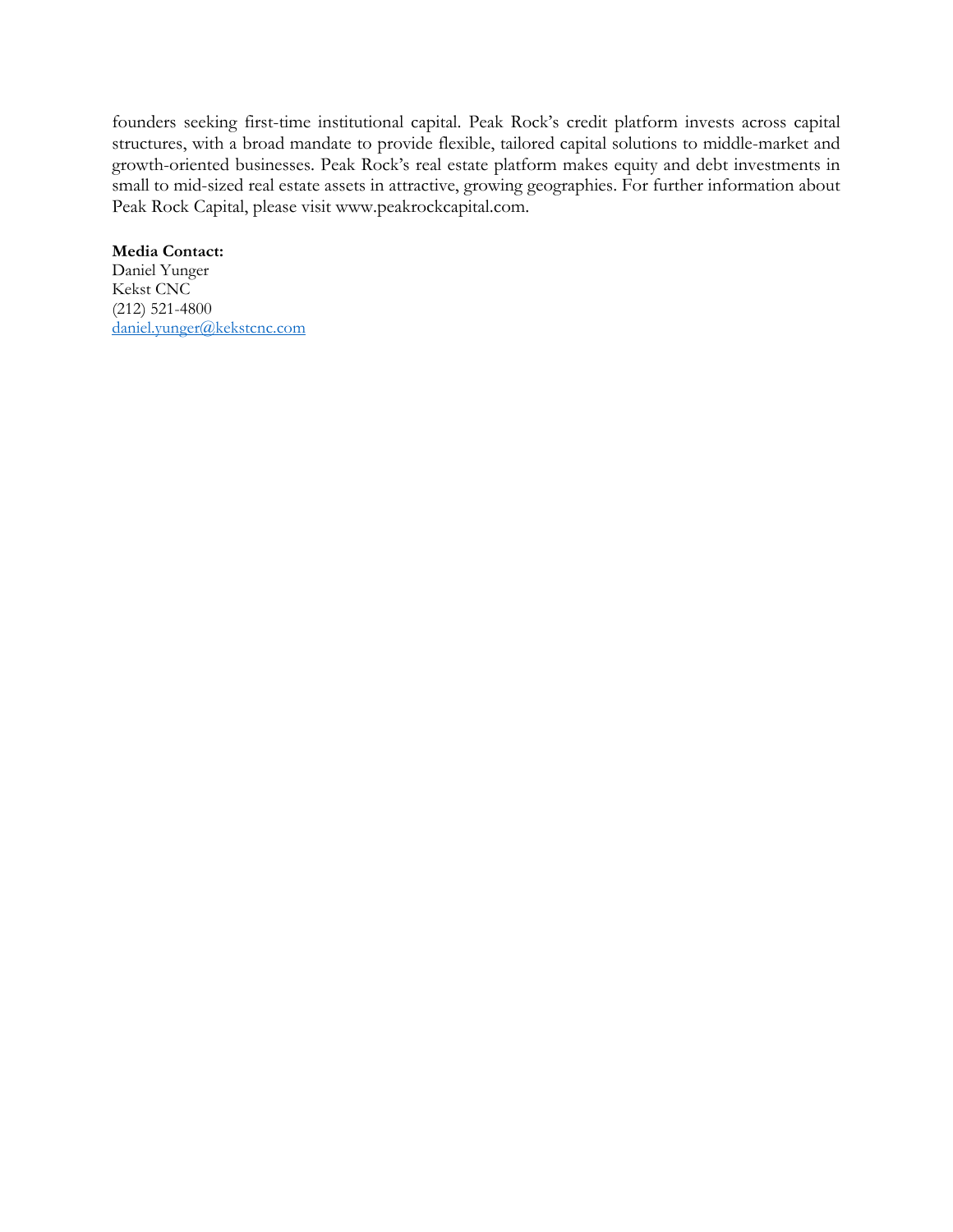founders seeking first-time institutional capital. Peak Rock's credit platform invests across capital structures, with a broad mandate to provide flexible, tailored capital solutions to middle-market and growth-oriented businesses. Peak Rock's real estate platform makes equity and debt investments in small to mid-sized real estate assets in attractive, growing geographies. For further information about Peak Rock Capital, please visit www.peakrockcapital.com.

**Media Contact:**
Daniel Yunger
Kekst CNC
(212) 521-4800
daniel.yunger@kekstcnc.com